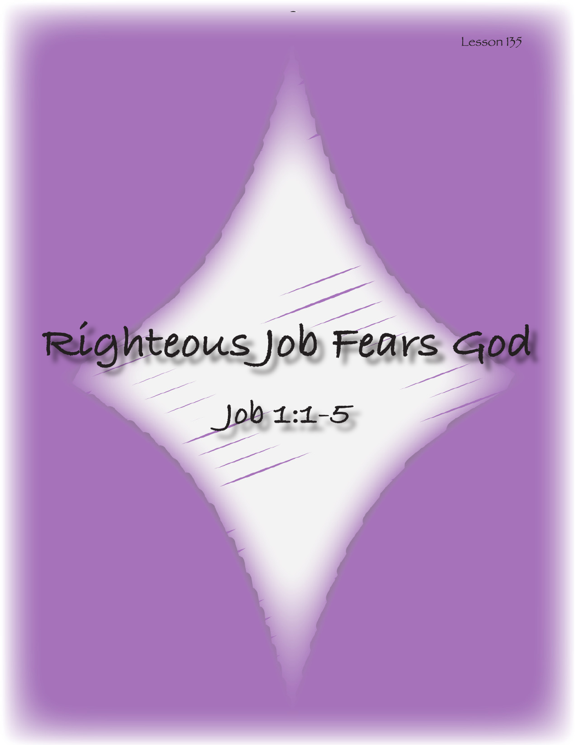Lesson 135

# Righteous Job Fears God

## Job 1:1-5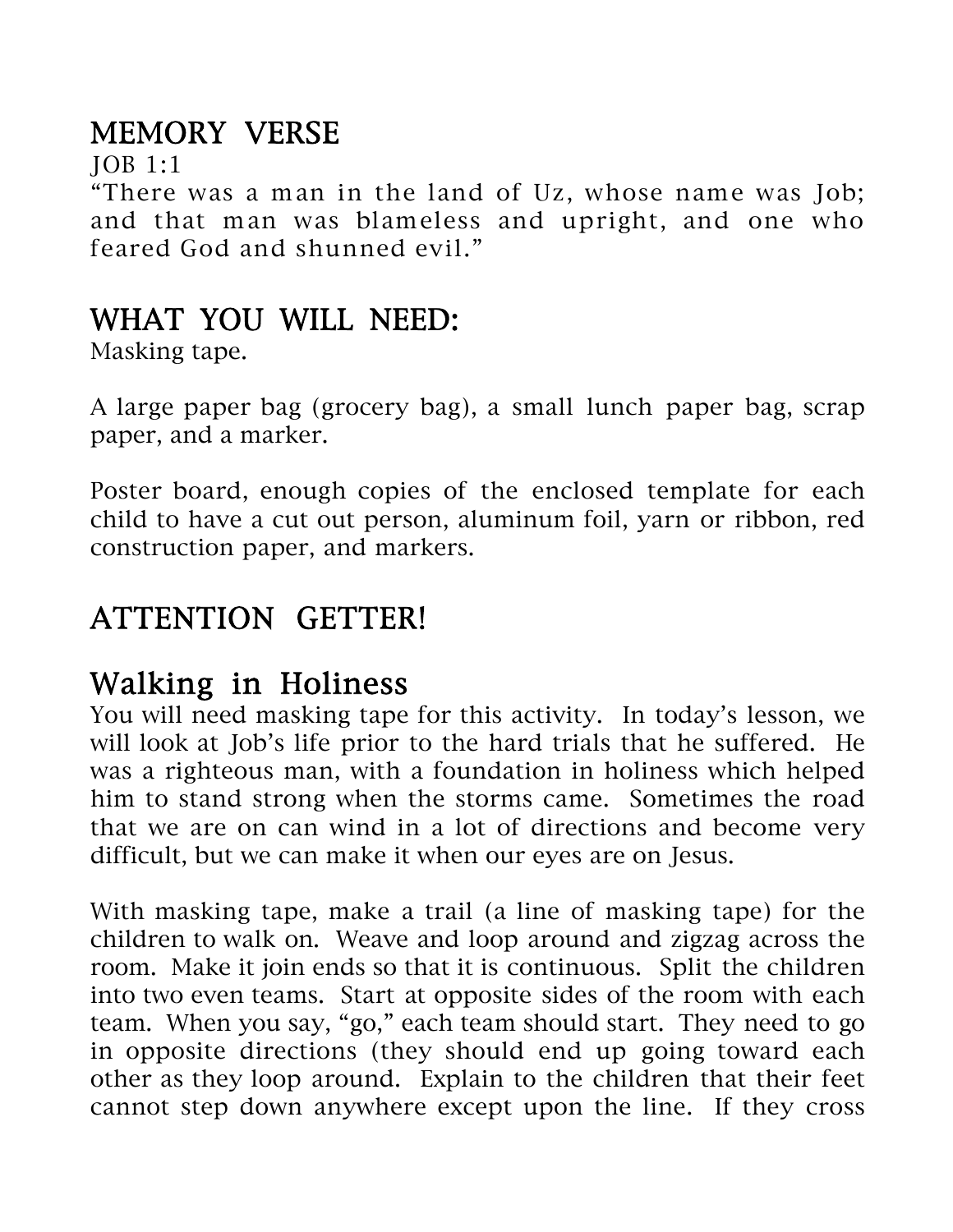## MEMORY VERSE

JOB 1:1

"There was a man in the land of Uz, whose name was Job; and that man was blameless and upright, and one who feared God and shunned evil."

## WHAT YOU WILL NEED:

Masking tape.

A large paper bag (grocery bag), a small lunch paper bag, scrap paper, and a marker.

Poster board, enough copies of the enclosed template for each child to have a cut out person, aluminum foil, yarn or ribbon, red construction paper, and markers.

## ATTENTION GETTER!

## Walking in Holiness

You will need masking tape for this activity. In today's lesson, we will look at Job's life prior to the hard trials that he suffered. He was a righteous man, with a foundation in holiness which helped him to stand strong when the storms came. Sometimes the road that we are on can wind in a lot of directions and become very difficult, but we can make it when our eyes are on Jesus.

With masking tape, make a trail (a line of masking tape) for the children to walk on. Weave and loop around and zigzag across the room. Make it join ends so that it is continuous. Split the children into two even teams. Start at opposite sides of the room with each team. When you say, "go," each team should start. They need to go in opposite directions (they should end up going toward each other as they loop around. Explain to the children that their feet cannot step down anywhere except upon the line. If they cross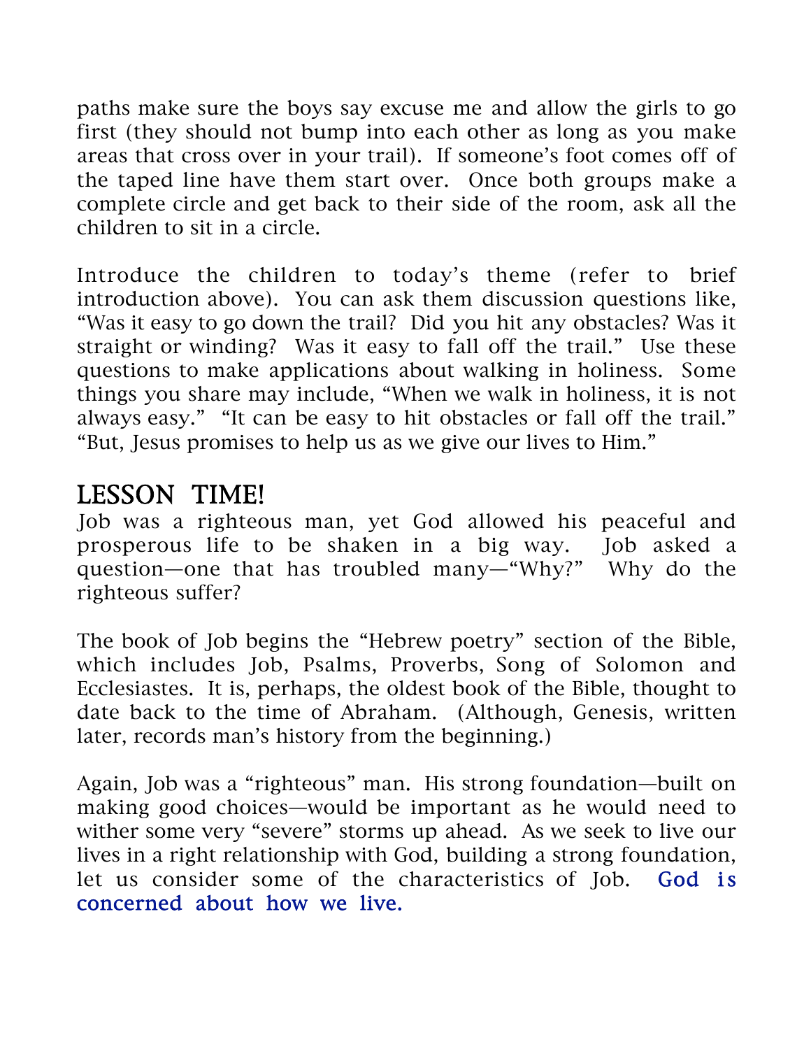paths make sure the boys say excuse me and allow the girls to go first (they should not bump into each other as long as you make areas that cross over in your trail). If someone's foot comes off of the taped line have them start over. Once both groups make a complete circle and get back to their side of the room, ask all the children to sit in a circle.

Introduce the children to today's theme (refer to brief introduction above). You can ask them discussion questions like, "Was it easy to go down the trail? Did you hit any obstacles? Was it straight or winding? Was it easy to fall off the trail." Use these questions to make applications about walking in holiness. Some things you share may include, "When we walk in holiness, it is not always easy." "It can be easy to hit obstacles or fall off the trail." "But, Jesus promises to help us as we give our lives to Him."

## LESSON TIME!

Job was a righteous man, yet God allowed his peaceful and prosperous life to be shaken in a big way. Job asked a question—one that has troubled many—"Why?" Why do the righteous suffer?

The book of Job begins the "Hebrew poetry" section of the Bible, which includes Job, Psalms, Proverbs, Song of Solomon and Ecclesiastes. It is, perhaps, the oldest book of the Bible, thought to date back to the time of Abraham. (Although, Genesis, written later, records man's history from the beginning.)

Again, Job was a "righteous" man. His strong foundation—built on making good choices—would be important as he would need to wither some very "severe" storms up ahead. As we seek to live our lives in a right relationship with God, building a strong foundation, let us consider some of the characteristics of Job. **God is concerned about how we live.**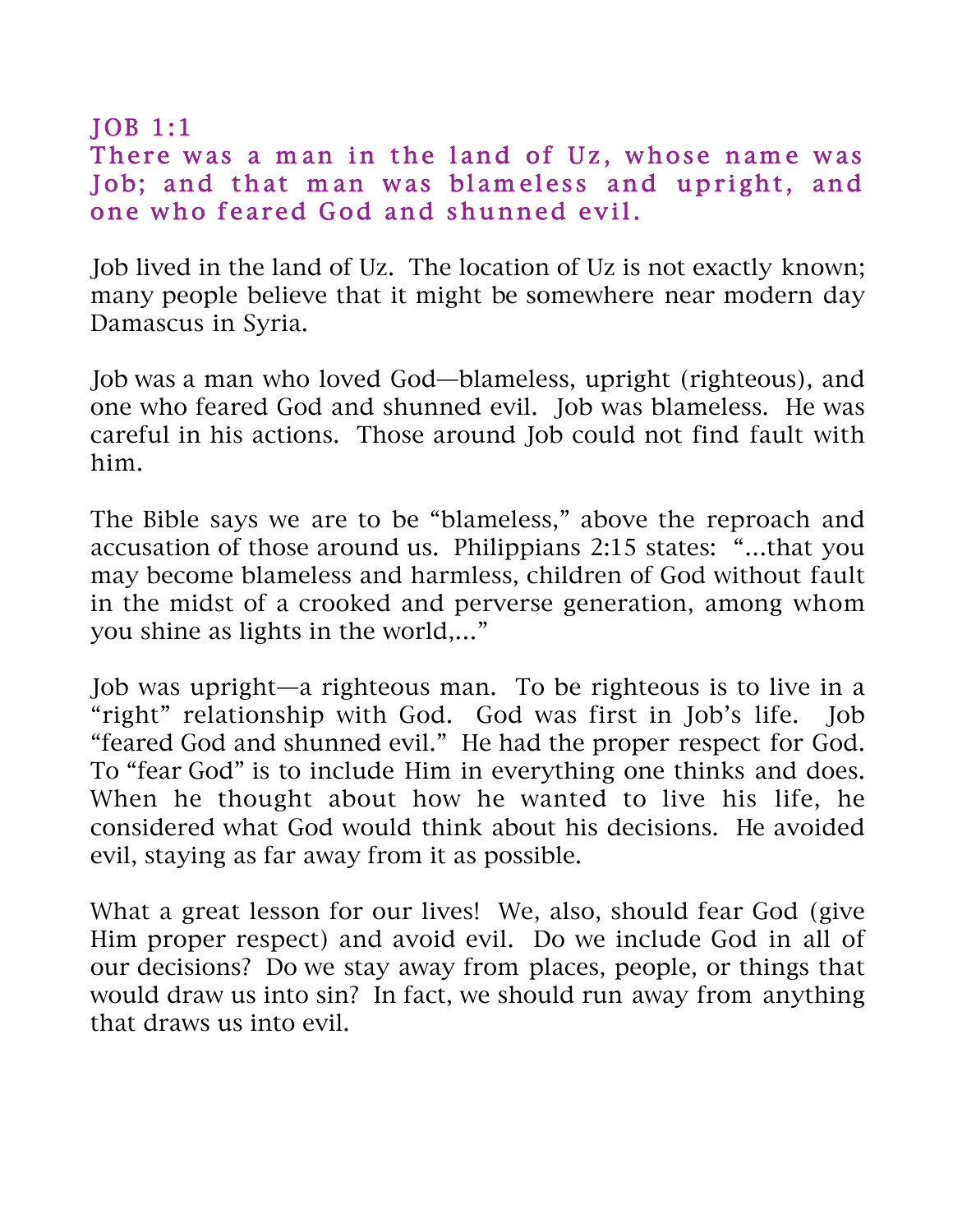## JOB 1:1

**There was a man in the land of Uz, whose name was Job; and that man was blameless and upright, and one who feared God and shunned evil.**

Job lived in the land of Uz. The location of Uz is not exactly known; many people believe that it might be somewhere near modern day Damascus in Syria.

Job was a man who loved God—blameless, upright (righteous), and one who feared God and shunned evil. Job was blameless. He was careful in his actions. Those around Job could not find fault with him.

The Bible says we are to be "blameless," above the reproach and accusation of those around us. Philippians 2:15 states: "...that you may become blameless and harmless, children of God without fault in the midst of a crooked and perverse generation, among whom you shine as lights in the world,..."

Job was upright—a righteous man. To be righteous is to live in a "right" relationship with God. God was first in Job's life. Job "feared God and shunned evil." He had the proper respect for God. To "fear God" is to include Him in everything one thinks and does. When he thought about how he wanted to live his life, he considered what God would think about his decisions. He avoided evil, staying as far away from it as possible.

What a great lesson for our lives! We, also, should fear God (give Him proper respect) and avoid evil. Do we include God in all of our decisions? Do we stay away from places, people, or things that would draw us into sin? In fact, we should run away from anything that draws us into evil.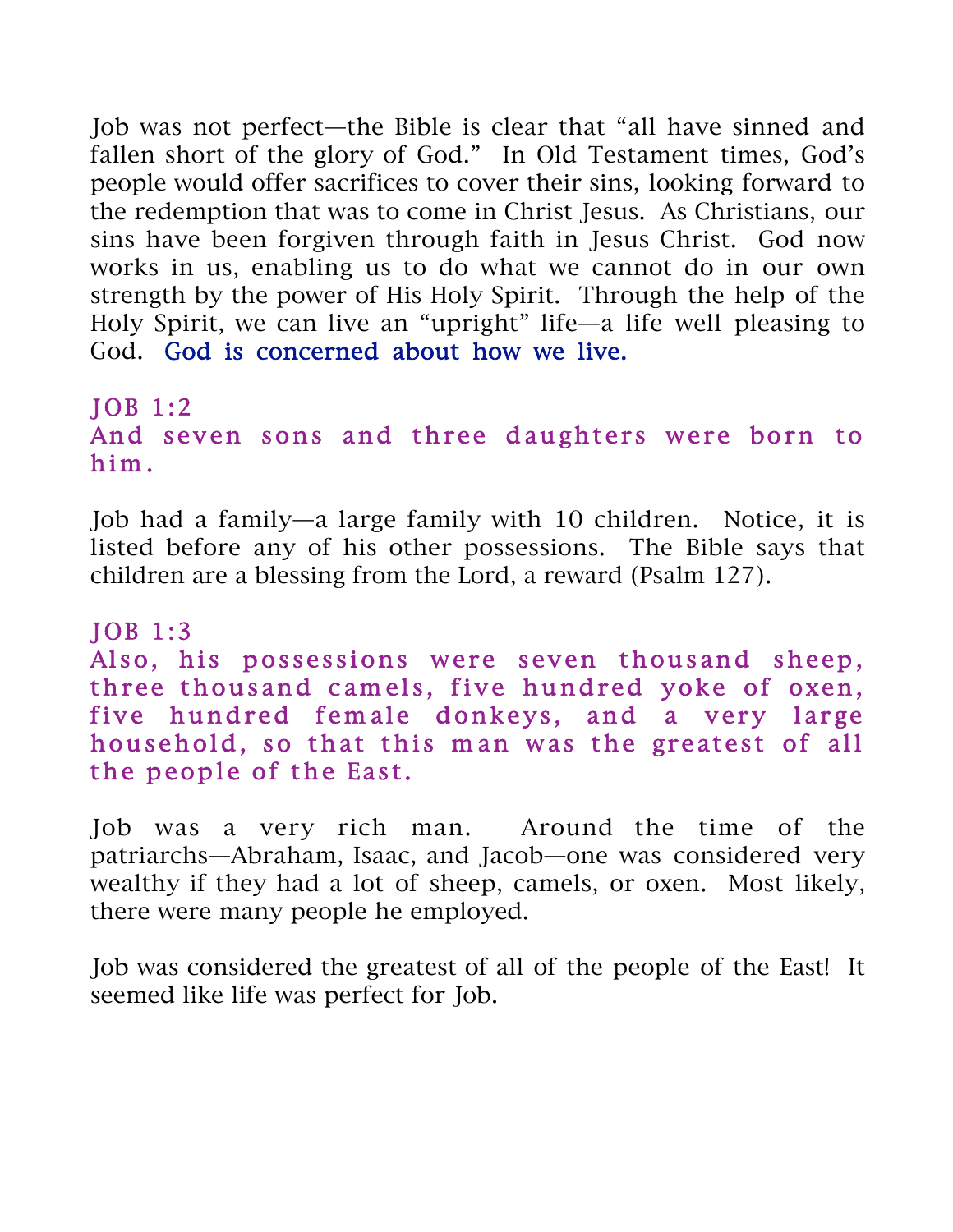Job was not perfect—the Bible is clear that “all have sinned and fallen short of the glory of God.” In Old Testament times, God’s people would offer sacrifices to cover their sins, looking forward to the redemption that was to come in Christ Jesus. As Christians, our sins have been forgiven through faith in Jesus Christ. God now works in us, enabling us to do what we cannot do in our own strength by the power of His Holy Spirit. Through the help of the Holy Spirit, we can live an “upright” life—a life well pleasing to God. **God is concerned about how we live.**

### JOB 1:2

**And seven sons and three daughters were born to him.**

Job had a family—a large family with 10 children. Notice, it is listed before any of his other possessions. The Bible says that children are a blessing from the Lord, a reward (Psalm 127).

### JOB 1:3

**Also, his possessions were seven thousand sheep, three thousand camels, five hundred yoke of oxen, five hundred female donkeys, and a very large household, so that this man was the greatest of all the people of the East.**

Job was a very rich man. Around the time of the patriarchs—Abraham, Isaac, and Jacob—one was considered very wealthy if they had a lot of sheep, camels, or oxen. Most likely, there were many people he employed.

Job was considered the greatest of all of the people of the East! It seemed like life was perfect for Job.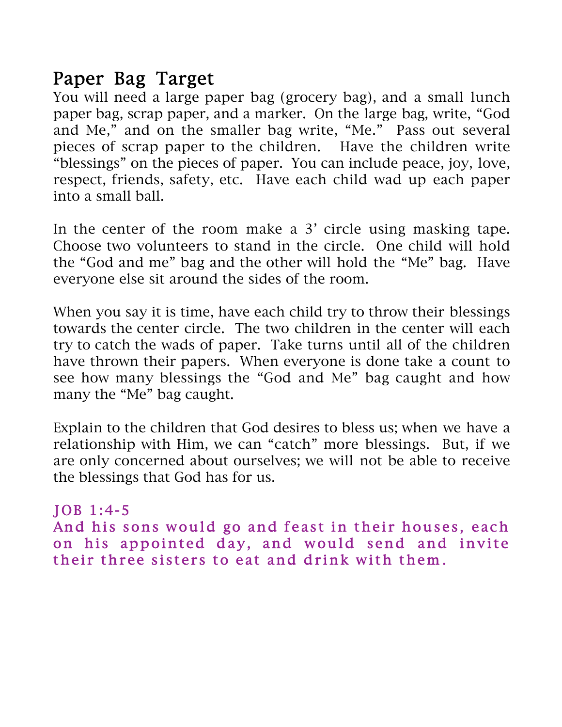## Paper Bag Target

You will need a large paper bag (grocery bag), and a small lunch paper bag, scrap paper, and a marker. On the large bag, write, "God and Me," and on the smaller bag write, "Me." Pass out several pieces of scrap paper to the children. Have the children write "blessings" on the pieces of paper. You can include peace, joy, love, respect, friends, safety, etc. Have each child wad up each paper into a small ball.

In the center of the room make a 3' circle using masking tape. Choose two volunteers to stand in the circle. One child will hold the "God and me" bag and the other will hold the "Me" bag. Have everyone else sit around the sides of the room.

When you say it is time, have each child try to throw their blessings towards the center circle. The two children in the center will each try to catch the wads of paper. Take turns until all of the children have thrown their papers. When everyone is done take a count to see how many blessings the "God and Me" bag caught and how many the "Me" bag caught.

Explain to the children that God desires to bless us; when we have a relationship with Him, we can "catch" more blessings. But, if we are only concerned about ourselves; we will not be able to receive the blessings that God has for us.

JOB 1:4-5
And his sons would go and feast in their houses, each on his appointed day, and would send and invite their three sisters to eat and drink with them.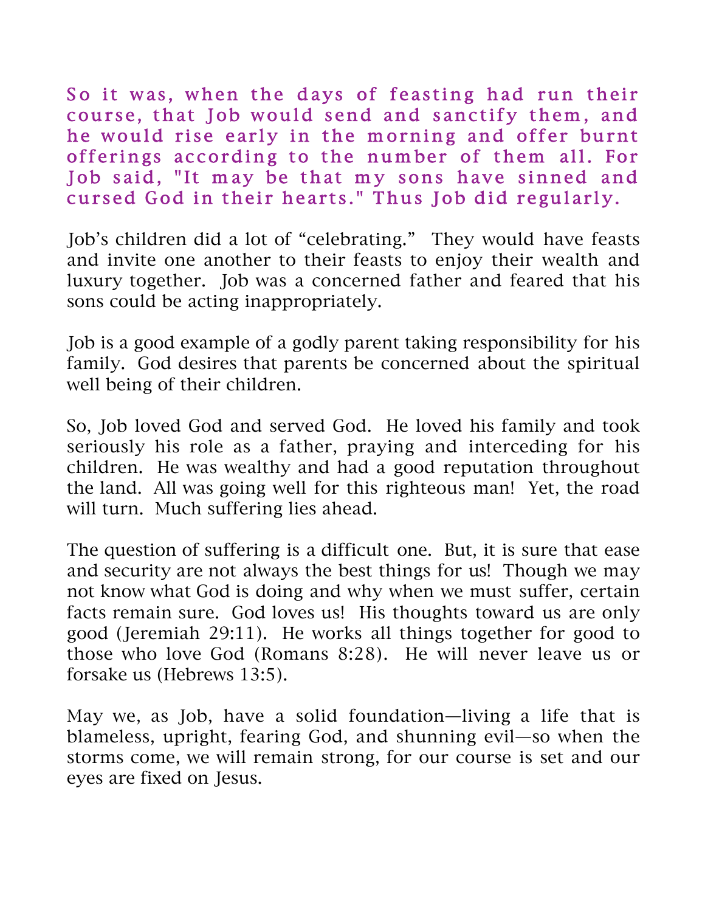So it was, when the days of feasting had run their course, that Job would send and sanctify them, and he would rise early in the morning and offer burnt offerings according to the number of them all. For Job said, "It may be that my sons have sinned and cursed God in their hearts." Thus Job did regularly.

Job's children did a lot of "celebrating." They would have feasts and invite one another to their feasts to enjoy their wealth and luxury together. Job was a concerned father and feared that his sons could be acting inappropriately.

Job is a good example of a godly parent taking responsibility for his family. God desires that parents be concerned about the spiritual well being of their children.

So, Job loved God and served God. He loved his family and took seriously his role as a father, praying and interceding for his children. He was wealthy and had a good reputation throughout the land. All was going well for this righteous man! Yet, the road will turn. Much suffering lies ahead.

The question of suffering is a difficult one. But, it is sure that ease and security are not always the best things for us! Though we may not know what God is doing and why when we must suffer, certain facts remain sure. God loves us! His thoughts toward us are only good (Jeremiah 29:11). He works all things together for good to those who love God (Romans 8:28). He will never leave us or forsake us (Hebrews 13:5).

May we, as Job, have a solid foundation—living a life that is blameless, upright, fearing God, and shunning evil—so when the storms come, we will remain strong, for our course is set and our eyes are fixed on Jesus.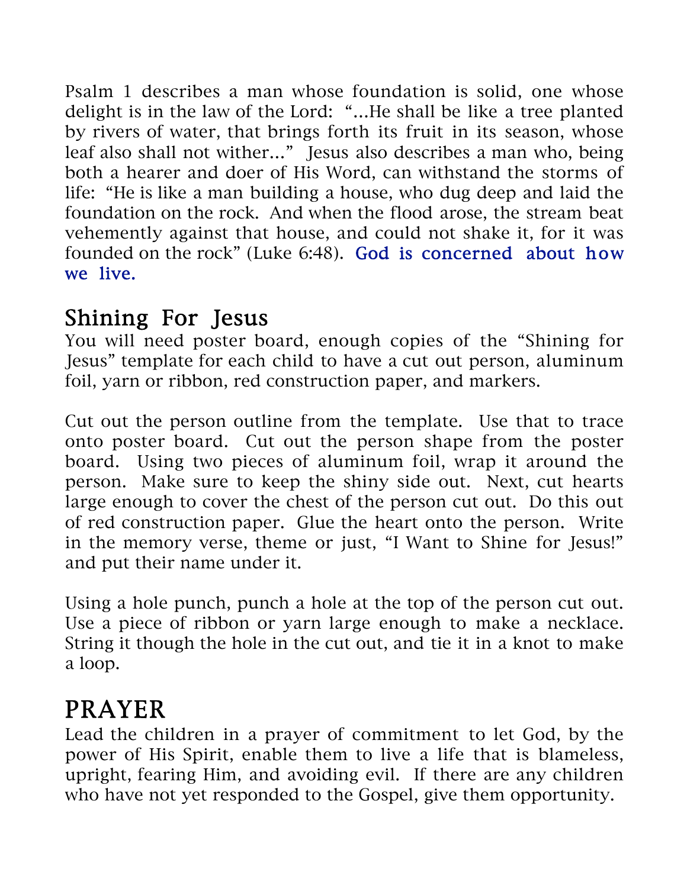Psalm 1 describes a man whose foundation is solid, one whose delight is in the law of the Lord: "…He shall be like a tree planted by rivers of water, that brings forth its fruit in its season, whose leaf also shall not wither…" Jesus also describes a man who, being both a hearer and doer of His Word, can withstand the storms of life: "He is like a man building a house, who dug deep and laid the foundation on the rock. And when the flood arose, the stream beat vehemently against that house, and could not shake it, for it was founded on the rock" (Luke 6:48). God is concerned about how we live.

## Shining For Jesus

You will need poster board, enough copies of the "Shining for Jesus" template for each child to have a cut out person, aluminum foil, yarn or ribbon, red construction paper, and markers.

Cut out the person outline from the template. Use that to trace onto poster board. Cut out the person shape from the poster board. Using two pieces of aluminum foil, wrap it around the person. Make sure to keep the shiny side out. Next, cut hearts large enough to cover the chest of the person cut out. Do this out of red construction paper. Glue the heart onto the person. Write in the memory verse, theme or just, "I Want to Shine for Jesus!" and put their name under it.

Using a hole punch, punch a hole at the top of the person cut out. Use a piece of ribbon or yarn large enough to make a necklace. String it though the hole in the cut out, and tie it in a knot to make a loop.

# PRAYER

Lead the children in a prayer of commitment to let God, by the power of His Spirit, enable them to live a life that is blameless, upright, fearing Him, and avoiding evil. If there are any children who have not yet responded to the Gospel, give them opportunity.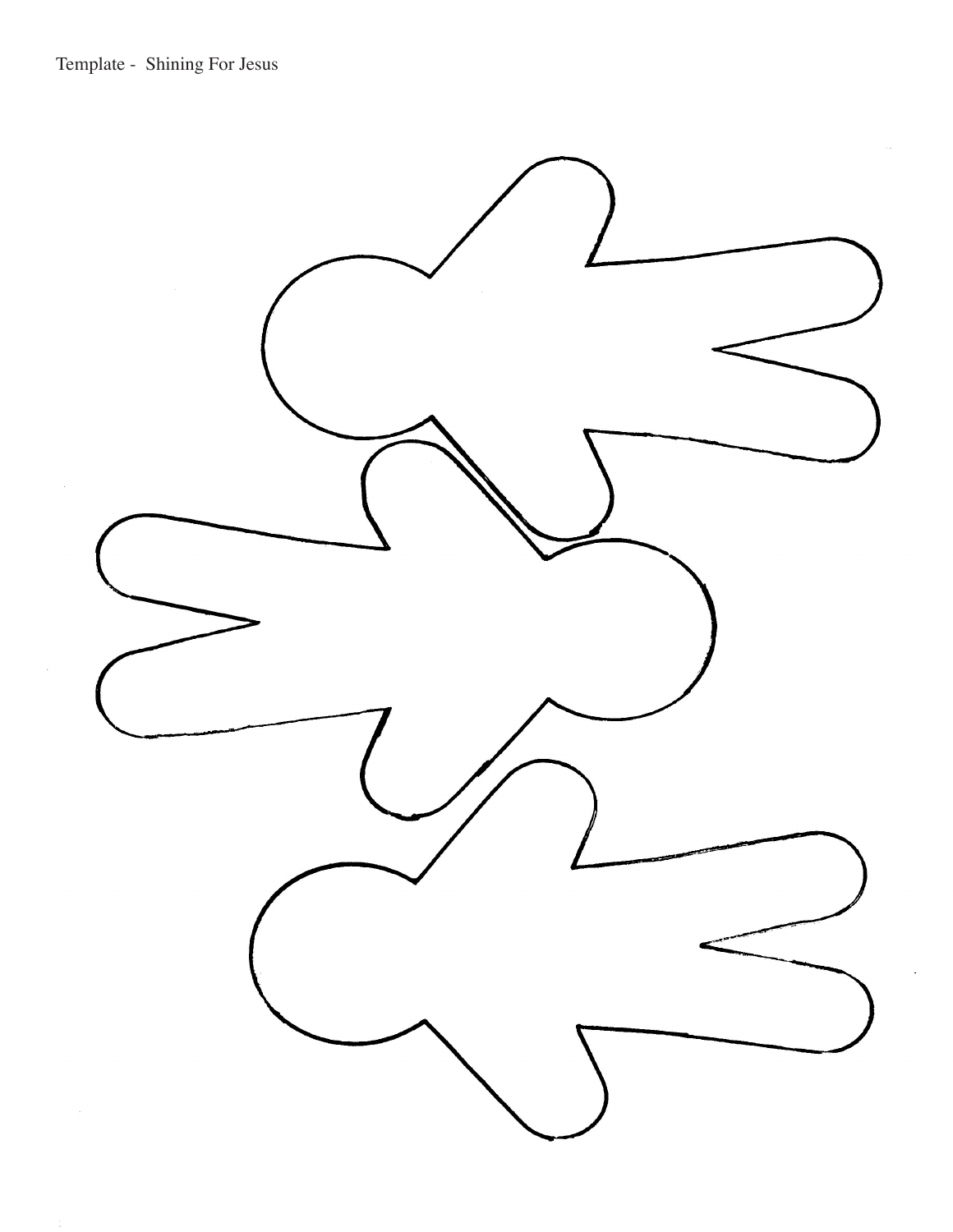Template - Shining For Jesus